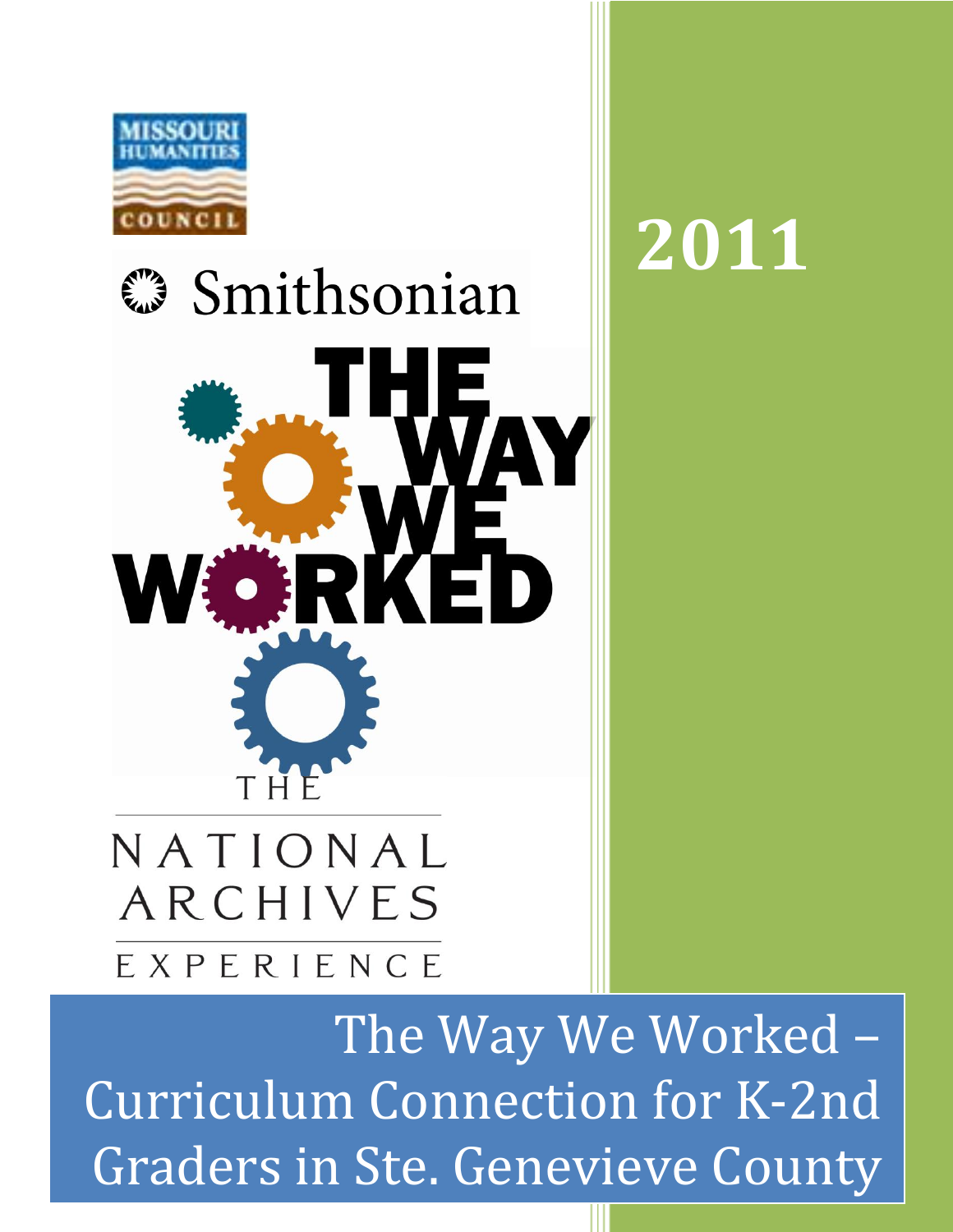MISSOURI HUMANITIES COUNCIL

Smithsonian

THE WAY WE WORKED

THE NATIONAL ARCHIVES EXPERIENCE

# 2011

# The Way We Worked – Curriculum Connection for K-2nd Graders in Ste. Genevieve County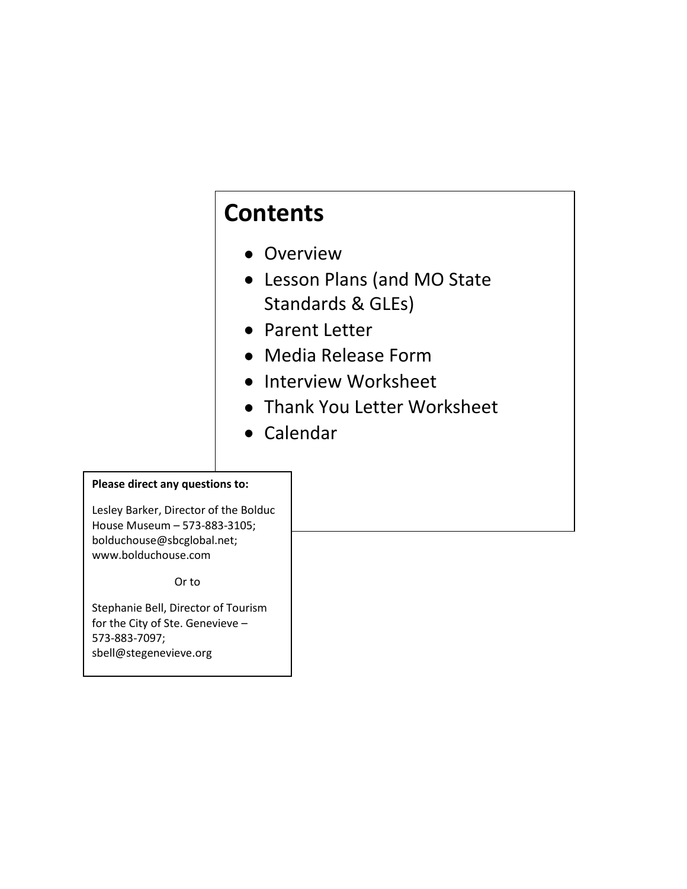# Contents

- Overview
- Lesson Plans (and MO State Standards & GLEs)
- Parent Letter
- Media Release Form
- Interview Worksheet
- Thank You Letter Worksheet
- Calendar

**Please direct any questions to:**

Lesley Barker, Director of the Bolduc House Museum – 573-883-3105; bolduchouse@sbcglobal.net; www.bolduchouse.com

Or to

Stephanie Bell, Director of Tourism for the City of Ste. Genevieve – 573-883-7097; sbell@stegenevieve.org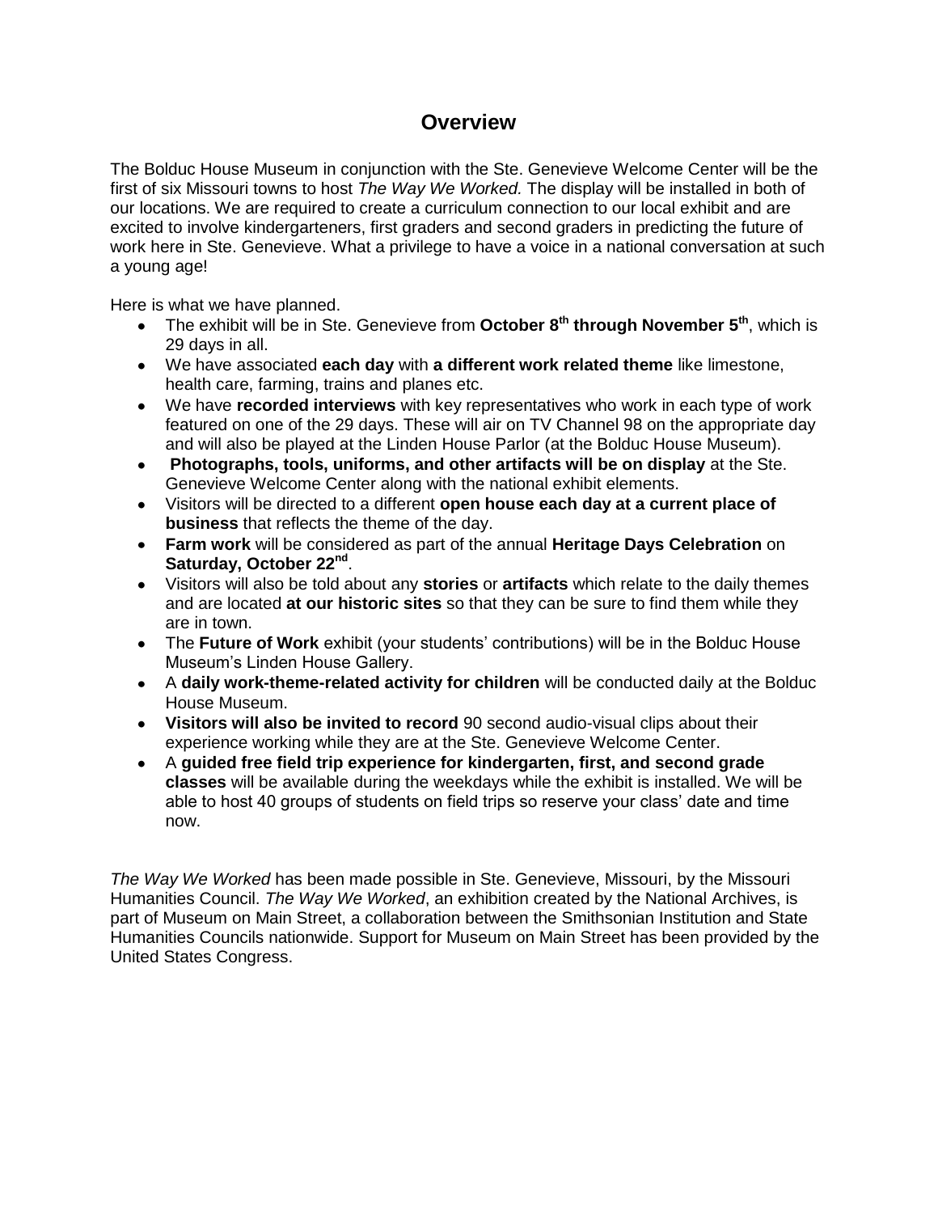# Overview

The Bolduc House Museum in conjunction with the Ste. Genevieve Welcome Center will be the first of six Missouri towns to host *The Way We Worked.* The display will be installed in both of our locations. We are required to create a curriculum connection to our local exhibit and are excited to involve kindergarteners, first graders and second graders in predicting the future of work here in Ste. Genevieve. What a privilege to have a voice in a national conversation at such a young age!

Here is what we have planned.

- The exhibit will be in Ste. Genevieve from **October 8th through November 5th**, which is 29 days in all.
- We have associated **each day** with **a different work related theme** like limestone, health care, farming, trains and planes etc.
- We have **recorded interviews** with key representatives who work in each type of work featured on one of the 29 days. These will air on TV Channel 98 on the appropriate day and will also be played at the Linden House Parlor (at the Bolduc House Museum).
- **Photographs, tools, uniforms, and other artifacts will be on display** at the Ste. Genevieve Welcome Center along with the national exhibit elements.
- Visitors will be directed to a different **open house each day at a current place of business** that reflects the theme of the day.
- **Farm work** will be considered as part of the annual **Heritage Days Celebration** on **Saturday, October 22nd**.
- Visitors will also be told about any **stories** or **artifacts** which relate to the daily themes and are located **at our historic sites** so that they can be sure to find them while they are in town.
- The **Future of Work** exhibit (your students' contributions) will be in the Bolduc House Museum's Linden House Gallery.
- A **daily work-theme-related activity for children** will be conducted daily at the Bolduc House Museum.
- **Visitors will also be invited to record** 90 second audio-visual clips about their experience working while they are at the Ste. Genevieve Welcome Center.
- A **guided free field trip experience for kindergarten, first, and second grade classes** will be available during the weekdays while the exhibit is installed. We will be able to host 40 groups of students on field trips so reserve your class' date and time now.

*The Way We Worked* has been made possible in Ste. Genevieve, Missouri, by the Missouri Humanities Council. *The Way We Worked*, an exhibition created by the National Archives, is part of Museum on Main Street, a collaboration between the Smithsonian Institution and State Humanities Councils nationwide. Support for Museum on Main Street has been provided by the United States Congress.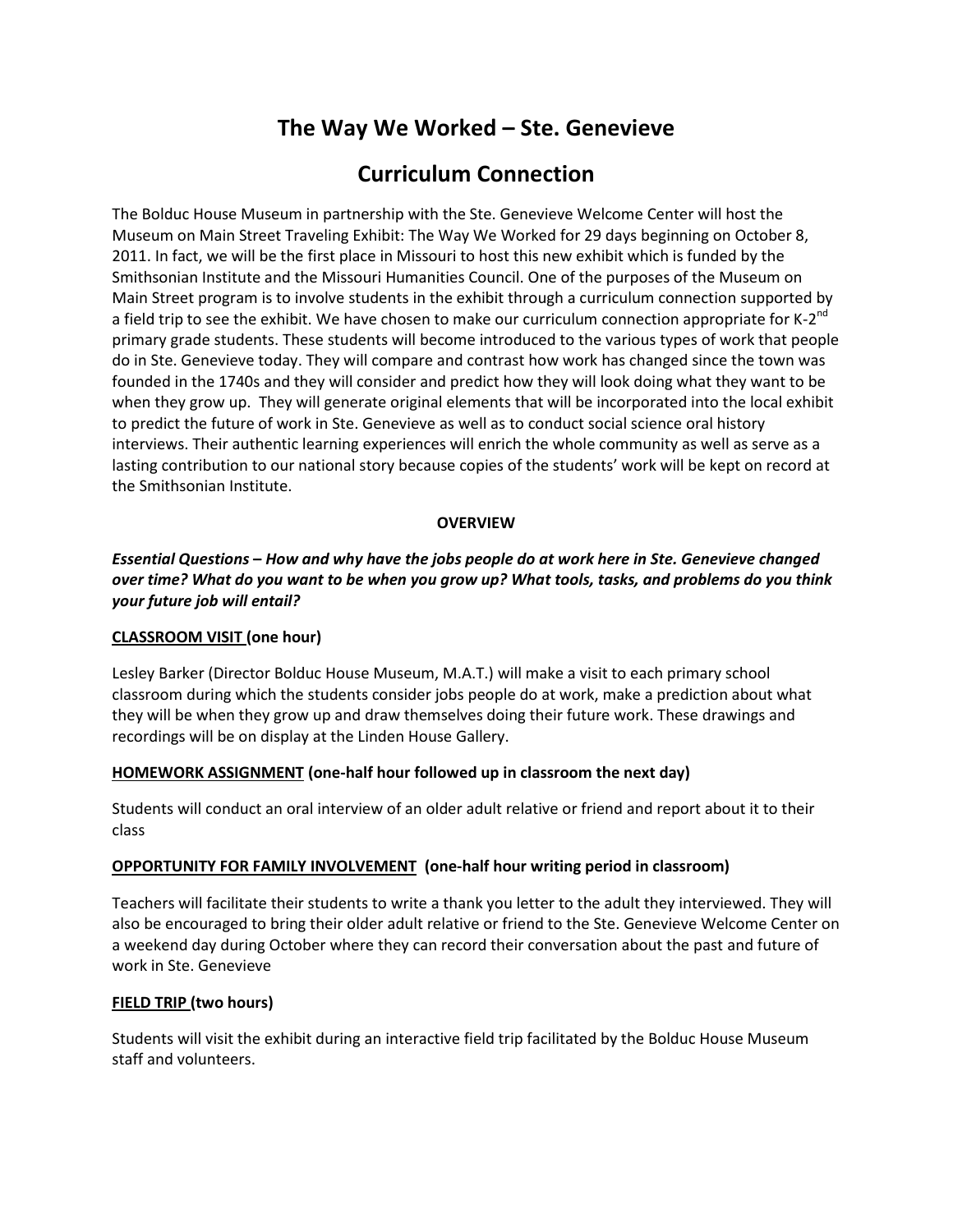# The Way We Worked – Ste. Genevieve

# Curriculum Connection

The Bolduc House Museum in partnership with the Ste. Genevieve Welcome Center will host the Museum on Main Street Traveling Exhibit: The Way We Worked for 29 days beginning on October 8, 2011. In fact, we will be the first place in Missouri to host this new exhibit which is funded by the Smithsonian Institute and the Missouri Humanities Council. One of the purposes of the Museum on Main Street program is to involve students in the exhibit through a curriculum connection supported by a field trip to see the exhibit. We have chosen to make our curriculum connection appropriate for K-2nd primary grade students. These students will become introduced to the various types of work that people do in Ste. Genevieve today. They will compare and contrast how work has changed since the town was founded in the 1740s and they will consider and predict how they will look doing what they want to be when they grow up. They will generate original elements that will be incorporated into the local exhibit to predict the future of work in Ste. Genevieve as well as to conduct social science oral history interviews. Their authentic learning experiences will enrich the whole community as well as serve as a lasting contribution to our national story because copies of the students' work will be kept on record at the Smithsonian Institute.

**OVERVIEW**

***Essential Questions – How and why have the jobs people do at work here in Ste. Genevieve changed over time? What do you want to be when you grow up? What tools, tasks, and problems do you think your future job will entail?***

**CLASSROOM VISIT (one hour)**

Lesley Barker (Director Bolduc House Museum, M.A.T.) will make a visit to each primary school classroom during which the students consider jobs people do at work, make a prediction about what they will be when they grow up and draw themselves doing their future work. These drawings and recordings will be on display at the Linden House Gallery.

**HOMEWORK ASSIGNMENT (one-half hour followed up in classroom the next day)**

Students will conduct an oral interview of an older adult relative or friend and report about it to their class

**OPPORTUNITY FOR FAMILY INVOLVEMENT (one-half hour writing period in classroom)**

Teachers will facilitate their students to write a thank you letter to the adult they interviewed. They will also be encouraged to bring their older adult relative or friend to the Ste. Genevieve Welcome Center on a weekend day during October where they can record their conversation about the past and future of work in Ste. Genevieve

**FIELD TRIP (two hours)**

Students will visit the exhibit during an interactive field trip facilitated by the Bolduc House Museum staff and volunteers.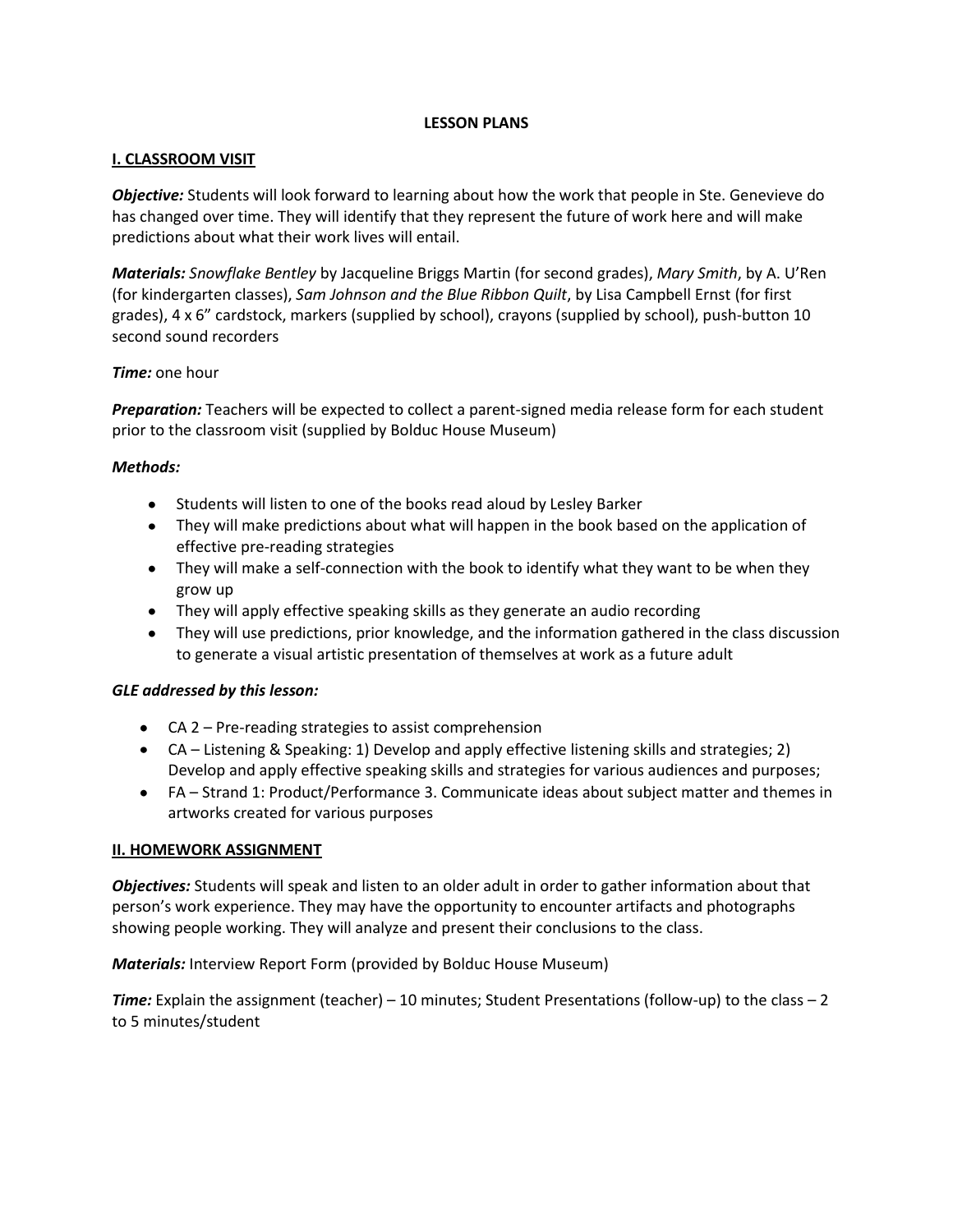# LESSON PLANS

## I. CLASSROOM VISIT

***Objective:*** Students will look forward to learning about how the work that people in Ste. Genevieve do has changed over time. They will identify that they represent the future of work here and will make predictions about what their work lives will entail.

***Materials:*** *Snowflake Bentley* by Jacqueline Briggs Martin (for second grades), *Mary Smith*, by A. U'Ren (for kindergarten classes), *Sam Johnson and the Blue Ribbon Quilt*, by Lisa Campbell Ernst (for first grades), 4 x 6" cardstock, markers (supplied by school), crayons (supplied by school), push-button 10 second sound recorders

***Time:*** one hour

***Preparation:*** Teachers will be expected to collect a parent-signed media release form for each student prior to the classroom visit (supplied by Bolduc House Museum)

***Methods:***

- Students will listen to one of the books read aloud by Lesley Barker
- They will make predictions about what will happen in the book based on the application of effective pre-reading strategies
- They will make a self-connection with the book to identify what they want to be when they grow up
- They will apply effective speaking skills as they generate an audio recording
- They will use predictions, prior knowledge, and the information gathered in the class discussion to generate a visual artistic presentation of themselves at work as a future adult

***GLE addressed by this lesson:***

- CA 2 – Pre-reading strategies to assist comprehension
- CA – Listening & Speaking: 1) Develop and apply effective listening skills and strategies; 2) Develop and apply effective speaking skills and strategies for various audiences and purposes;
- FA – Strand 1: Product/Performance 3. Communicate ideas about subject matter and themes in artworks created for various purposes

## II. HOMEWORK ASSIGNMENT

***Objectives:*** Students will speak and listen to an older adult in order to gather information about that person's work experience. They may have the opportunity to encounter artifacts and photographs showing people working. They will analyze and present their conclusions to the class.

***Materials:*** Interview Report Form (provided by Bolduc House Museum)

***Time:*** Explain the assignment (teacher) – 10 minutes; Student Presentations (follow-up) to the class – 2 to 5 minutes/student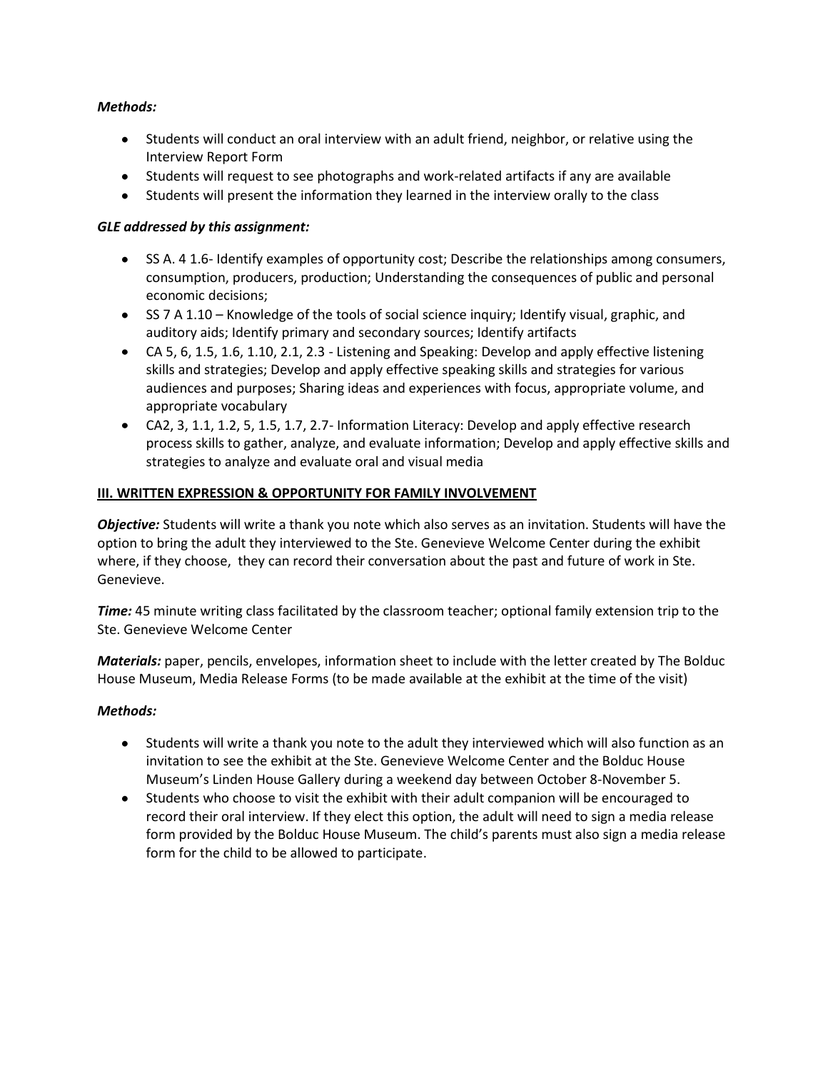***Methods:***

- Students will conduct an oral interview with an adult friend, neighbor, or relative using the Interview Report Form
- Students will request to see photographs and work-related artifacts if any are available
- Students will present the information they learned in the interview orally to the class

***GLE addressed by this assignment:***

- SS A. 4 1.6- Identify examples of opportunity cost; Describe the relationships among consumers, consumption, producers, production; Understanding the consequences of public and personal economic decisions;
- SS 7 A 1.10 – Knowledge of the tools of social science inquiry; Identify visual, graphic, and auditory aids; Identify primary and secondary sources; Identify artifacts
- CA 5, 6, 1.5, 1.6, 1.10, 2.1, 2.3 - Listening and Speaking: Develop and apply effective listening skills and strategies; Develop and apply effective speaking skills and strategies for various audiences and purposes; Sharing ideas and experiences with focus, appropriate volume, and appropriate vocabulary
- CA2, 3, 1.1, 1.2, 5, 1.5, 1.7, 2.7- Information Literacy: Develop and apply effective research process skills to gather, analyze, and evaluate information; Develop and apply effective skills and strategies to analyze and evaluate oral and visual media

**III. WRITTEN EXPRESSION & OPPORTUNITY FOR FAMILY INVOLVEMENT**

***Objective:*** Students will write a thank you note which also serves as an invitation. Students will have the option to bring the adult they interviewed to the Ste. Genevieve Welcome Center during the exhibit where, if they choose, they can record their conversation about the past and future of work in Ste. Genevieve.

***Time:*** 45 minute writing class facilitated by the classroom teacher; optional family extension trip to the Ste. Genevieve Welcome Center

***Materials:*** paper, pencils, envelopes, information sheet to include with the letter created by The Bolduc House Museum, Media Release Forms (to be made available at the exhibit at the time of the visit)

***Methods:***

- Students will write a thank you note to the adult they interviewed which will also function as an invitation to see the exhibit at the Ste. Genevieve Welcome Center and the Bolduc House Museum's Linden House Gallery during a weekend day between October 8-November 5.
- Students who choose to visit the exhibit with their adult companion will be encouraged to record their oral interview. If they elect this option, the adult will need to sign a media release form provided by the Bolduc House Museum. The child's parents must also sign a media release form for the child to be allowed to participate.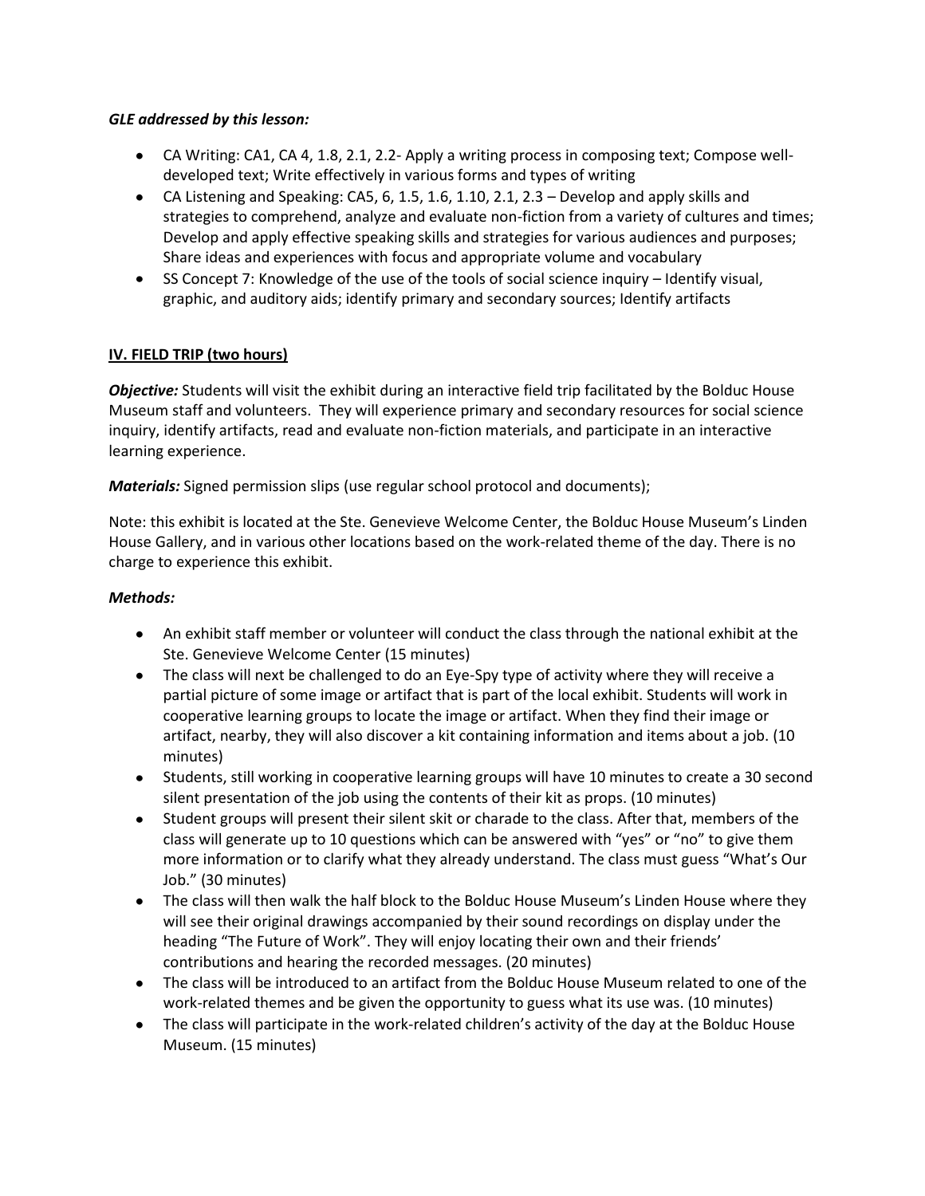***GLE addressed by this lesson:***

- CA Writing: CA1, CA 4, 1.8, 2.1, 2.2- Apply a writing process in composing text; Compose well-developed text; Write effectively in various forms and types of writing
- CA Listening and Speaking: CA5, 6, 1.5, 1.6, 1.10, 2.1, 2.3 – Develop and apply skills and strategies to comprehend, analyze and evaluate non-fiction from a variety of cultures and times; Develop and apply effective speaking skills and strategies for various audiences and purposes; Share ideas and experiences with focus and appropriate volume and vocabulary
- SS Concept 7: Knowledge of the use of the tools of social science inquiry – Identify visual, graphic, and auditory aids; identify primary and secondary sources; Identify artifacts

## IV. FIELD TRIP (two hours)

***Objective:*** Students will visit the exhibit during an interactive field trip facilitated by the Bolduc House Museum staff and volunteers. They will experience primary and secondary resources for social science inquiry, identify artifacts, read and evaluate non-fiction materials, and participate in an interactive learning experience.

***Materials:*** Signed permission slips (use regular school protocol and documents);

Note: this exhibit is located at the Ste. Genevieve Welcome Center, the Bolduc House Museum's Linden House Gallery, and in various other locations based on the work-related theme of the day. There is no charge to experience this exhibit.

***Methods:***

- An exhibit staff member or volunteer will conduct the class through the national exhibit at the Ste. Genevieve Welcome Center (15 minutes)
- The class will next be challenged to do an Eye-Spy type of activity where they will receive a partial picture of some image or artifact that is part of the local exhibit. Students will work in cooperative learning groups to locate the image or artifact. When they find their image or artifact, nearby, they will also discover a kit containing information and items about a job. (10 minutes)
- Students, still working in cooperative learning groups will have 10 minutes to create a 30 second silent presentation of the job using the contents of their kit as props. (10 minutes)
- Student groups will present their silent skit or charade to the class. After that, members of the class will generate up to 10 questions which can be answered with "yes" or "no" to give them more information or to clarify what they already understand. The class must guess "What's Our Job." (30 minutes)
- The class will then walk the half block to the Bolduc House Museum's Linden House where they will see their original drawings accompanied by their sound recordings on display under the heading "The Future of Work". They will enjoy locating their own and their friends' contributions and hearing the recorded messages. (20 minutes)
- The class will be introduced to an artifact from the Bolduc House Museum related to one of the work-related themes and be given the opportunity to guess what its use was. (10 minutes)
- The class will participate in the work-related children's activity of the day at the Bolduc House Museum. (15 minutes)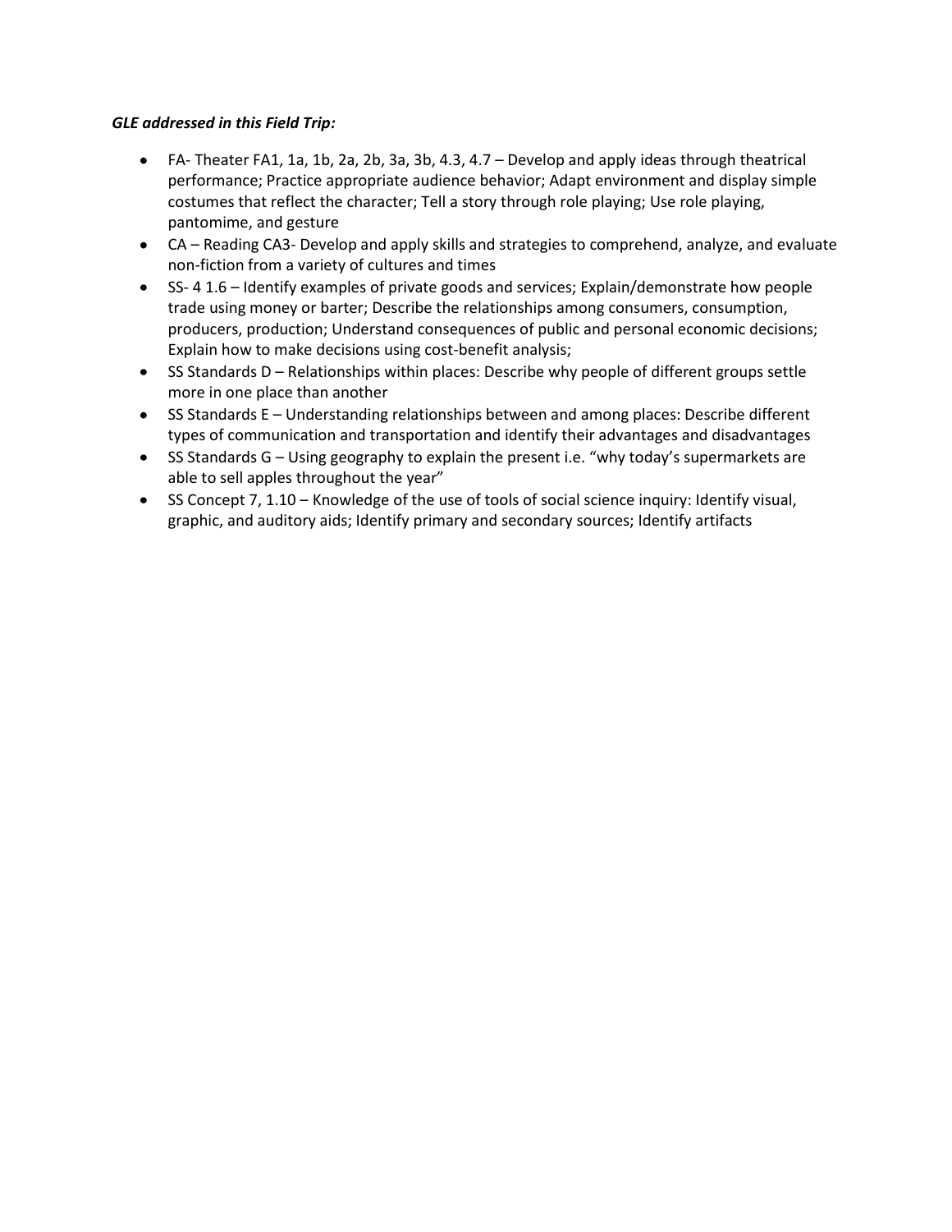***GLE addressed in this Field Trip:***

- FA- Theater FA1, 1a, 1b, 2a, 2b, 3a, 3b, 4.3, 4.7 – Develop and apply ideas through theatrical performance; Practice appropriate audience behavior; Adapt environment and display simple costumes that reflect the character; Tell a story through role playing; Use role playing, pantomime, and gesture
- CA – Reading CA3- Develop and apply skills and strategies to comprehend, analyze, and evaluate non-fiction from a variety of cultures and times
- SS- 4 1.6 – Identify examples of private goods and services; Explain/demonstrate how people trade using money or barter; Describe the relationships among consumers, consumption, producers, production; Understand consequences of public and personal economic decisions; Explain how to make decisions using cost-benefit analysis;
- SS Standards D – Relationships within places: Describe why people of different groups settle more in one place than another
- SS Standards E – Understanding relationships between and among places: Describe different types of communication and transportation and identify their advantages and disadvantages
- SS Standards G – Using geography to explain the present i.e. "why today's supermarkets are able to sell apples throughout the year"
- SS Concept 7, 1.10 – Knowledge of the use of tools of social science inquiry: Identify visual, graphic, and auditory aids; Identify primary and secondary sources; Identify artifacts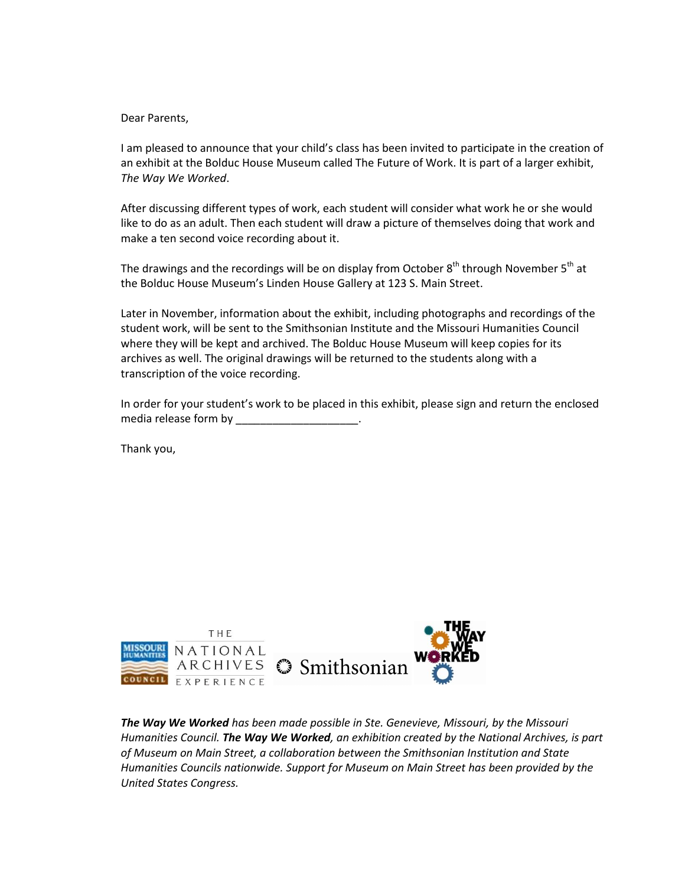Dear Parents,

I am pleased to announce that your child's class has been invited to participate in the creation of an exhibit at the Bolduc House Museum called The Future of Work. It is part of a larger exhibit, *The Way We Worked*.

After discussing different types of work, each student will consider what work he or she would like to do as an adult. Then each student will draw a picture of themselves doing that work and make a ten second voice recording about it.

The drawings and the recordings will be on display from October 8th through November 5th at the Bolduc House Museum's Linden House Gallery at 123 S. Main Street.

Later in November, information about the exhibit, including photographs and recordings of the student work, will be sent to the Smithsonian Institute and the Missouri Humanities Council where they will be kept and archived. The Bolduc House Museum will keep copies for its archives as well. The original drawings will be returned to the students along with a transcription of the voice recording.

In order for your student's work to be placed in this exhibit, please sign and return the enclosed media release form by ____________________.

Thank you,

MISSOURI HUMANITIES COUNCIL   THE NATIONAL ARCHIVES EXPERIENCE   Smithsonian   THE WAY WE WORKED

***The Way We Worked** has been made possible in Ste. Genevieve, Missouri, by the Missouri Humanities Council. **The Way We Worked**, an exhibition created by the National Archives, is part of Museum on Main Street, a collaboration between the Smithsonian Institution and State Humanities Councils nationwide. Support for Museum on Main Street has been provided by the United States Congress.*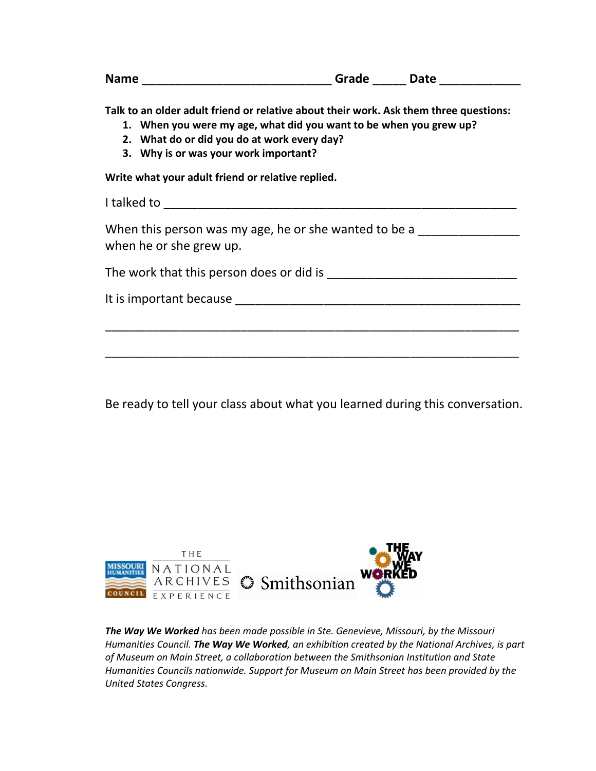**Name** ____________________________ **Grade** _____ **Date** ____________

**Talk to an older adult friend or relative about their work. Ask them three questions:**

1. **When you were my age, what did you want to be when you grew up?**
2. **What do or did you do at work every day?**
3. **Why is or was your work important?**

**Write what your adult friend or relative replied.**

I talked to ____________________________________________________

When this person was my age, he or she wanted to be a _______________ when he or she grew up.

The work that this person does or did is ____________________________

It is important because ____________________________________________

______________________________________________________________

______________________________________________________________

Be ready to tell your class about what you learned during this conversation.

MISSOURI HUMANITIES COUNCIL THE NATIONAL ARCHIVES EXPERIENCE Smithsonian THE WAY WE WORKED

***The Way We Worked*** *has been made possible in Ste. Genevieve, Missouri, by the Missouri Humanities Council.* ***The Way We Worked****, an exhibition created by the National Archives, is part of Museum on Main Street, a collaboration between the Smithsonian Institution and State Humanities Councils nationwide. Support for Museum on Main Street has been provided by the United States Congress.*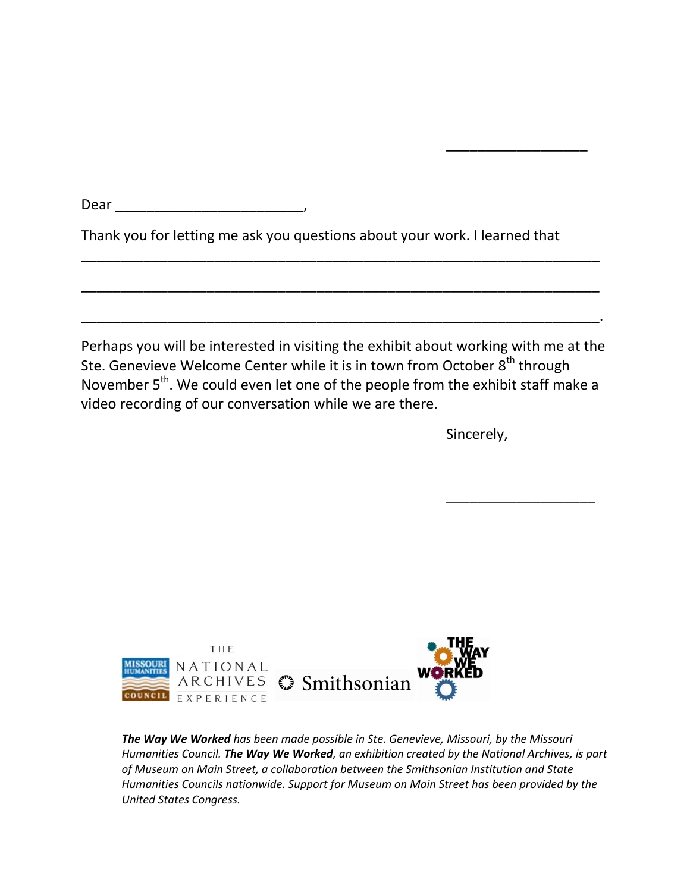\_\_\_\_\_\_\_\_\_\_\_\_\_\_\_\_\_\_\_\_

Dear \_\_\_\_\_\_\_\_\_\_\_\_\_\_\_\_\_\_\_\_\_\_\_\_\_\_,

Thank you for letting me ask you questions about your work. I learned that \_\_\_\_\_\_\_\_\_\_\_\_\_\_\_\_\_\_\_\_\_\_\_\_\_\_\_\_\_\_\_\_\_\_\_\_\_\_\_\_\_\_\_\_\_\_\_\_\_\_\_\_\_\_\_\_\_\_\_\_\_\_\_\_\_\_

\_\_\_\_\_\_\_\_\_\_\_\_\_\_\_\_\_\_\_\_\_\_\_\_\_\_\_\_\_\_\_\_\_\_\_\_\_\_\_\_\_\_\_\_\_\_\_\_\_\_\_\_\_\_\_\_\_\_\_\_\_\_\_\_\_\_\_\_

\_\_\_\_\_\_\_\_\_\_\_\_\_\_\_\_\_\_\_\_\_\_\_\_\_\_\_\_\_\_\_\_\_\_\_\_\_\_\_\_\_\_\_\_\_\_\_\_\_\_\_\_\_\_\_\_\_\_\_\_\_\_\_\_\_\_\_\_.

Perhaps you will be interested in visiting the exhibit about working with me at the Ste. Genevieve Welcome Center while it is in town from October 8th through November 5th. We could even let one of the people from the exhibit staff make a video recording of our conversation while we are there.

Sincerely,

\_\_\_\_\_\_\_\_\_\_\_\_\_\_\_\_\_\_\_\_\_

MISSOURI HUMANITIES COUNCIL   THE NATIONAL ARCHIVES EXPERIENCE   Smithsonian   THE WAY WE WORKED

***The Way We Worked*** *has been made possible in Ste. Genevieve, Missouri, by the Missouri Humanities Council.* ***The Way We Worked****, an exhibition created by the National Archives, is part of Museum on Main Street, a collaboration between the Smithsonian Institution and State Humanities Councils nationwide. Support for Museum on Main Street has been provided by the United States Congress.*